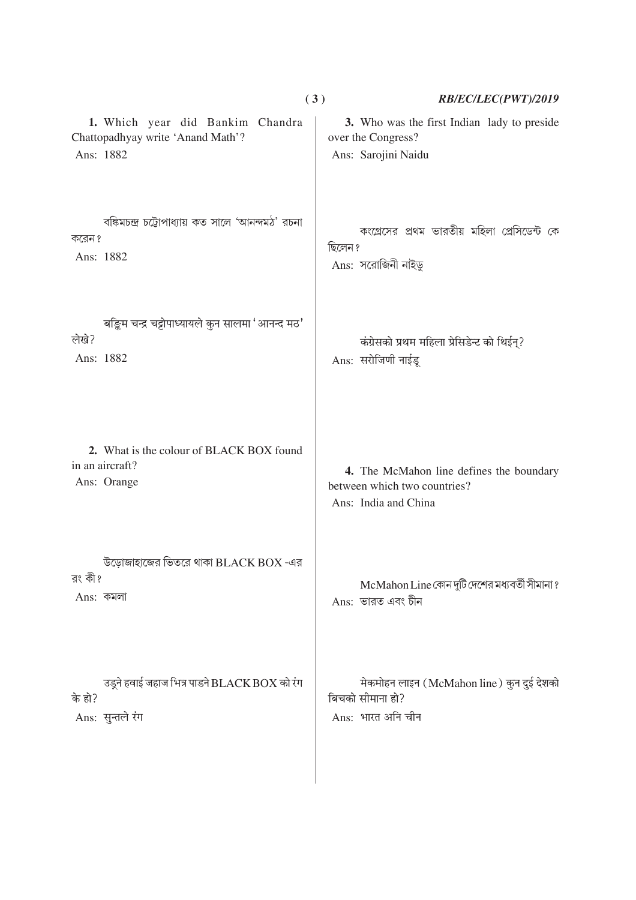**1.** Which year did Bankim Chandra Chattopadhyay write 'Anand Math'?

Ans: 1882

বঙ্কিমচন্দ্র চট্টোপাধ্যায় কত সালে 'আনন্দমঠ' রচনা করেন?

Ans: 1882

बङ्किम चन्द्र चट्टोपाध्यायले कुन सालमा 'आनन्द मठ' लेखे?

Ans: 1882

**2.** What is the colour of BLACK BOX found in an aircraft?

Ans: Orange

উড়োজাহাজের ভিতরে থাকা BLACK BOX -এর রং কী?

Ans: কমলা

उड्ने हवाई जहाज भित्र पाइने BLACK BOX को रंग के हो?

Ans: सुन्तले रंग

**3.** Who was the first Indian lady to preside over the Congress?

Ans: Sarojini Naidu

কংগ্রেসের প্রথম ভারতীয় মহিলা প্রেসিডেন্ট কে ছিলেন?

Ans: সরোজিনী নাইডু

कंग्रेसको प्रथम महिला प्रेसिडेन्ट को थिईन्?

Ans: सरोजिणी नाईडू

**4.** The McMahon line defines the boundary between which two countries?

Ans: India and China

McMahon Line কোন দুটি দেশের মধ্যবর্তী সীমানা?

Ans: ভারত এবং চীন

मेकमोहन लाइन (McMahon line) कुन दुई देशको बिचको सीमाना हो?

Ans: भारत अनि चीन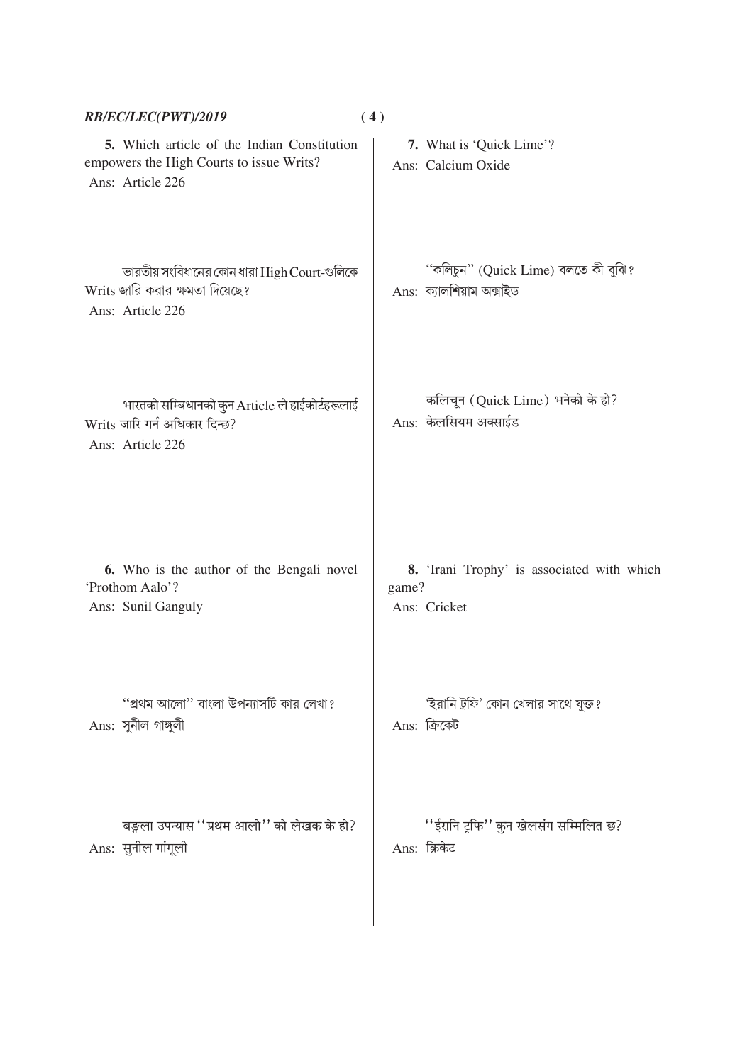**5.** Which article of the Indian Constitution empowers the High Courts to issue Writs?

Ans: Article 226

ভারতীয় সংবিধানের কোন ধারা High Court-গুলিকে Writs জারি করার ক্ষমতা দিয়েছে?

Ans: Article 226

भारतको सम्बिधानको कुन Article ले हाईकोर्टहरूलाई Writs जारि गर्न अधिकार दिन्छ?

Ans: Article 226

**6.** Who is the author of the Bengali novel 'Prothom Aalo'?

Ans: Sunil Ganguly

"প্রথম আলো" বাংলা উপন্যাসটি কার লেখা?

Ans: সুনীল গাঙ্গুলী

बङ्ला उपन्यास "प्रथम आलो" को लेखक के हो?

Ans: सुनील गांगूली

**7.** What is 'Quick Lime'?

Ans: Calcium Oxide

"কলিচুন" (Quick Lime) বলতে কী বুঝি?

Ans: ক্যালশিয়াম অক্সাইড

कलिचून (Quick Lime) भनेको के हो?

Ans: केलसियम अक्साईड

**8.** 'Irani Trophy' is associated with which game?

Ans: Cricket

'ইরানি ট্রফি' কোন খেলার সাথে যুক্ত?

Ans: ক্রিকেট

"ईरानि ट्रफि" कुन खेलसंग सम्मिलित छ?

Ans: क्रिकेट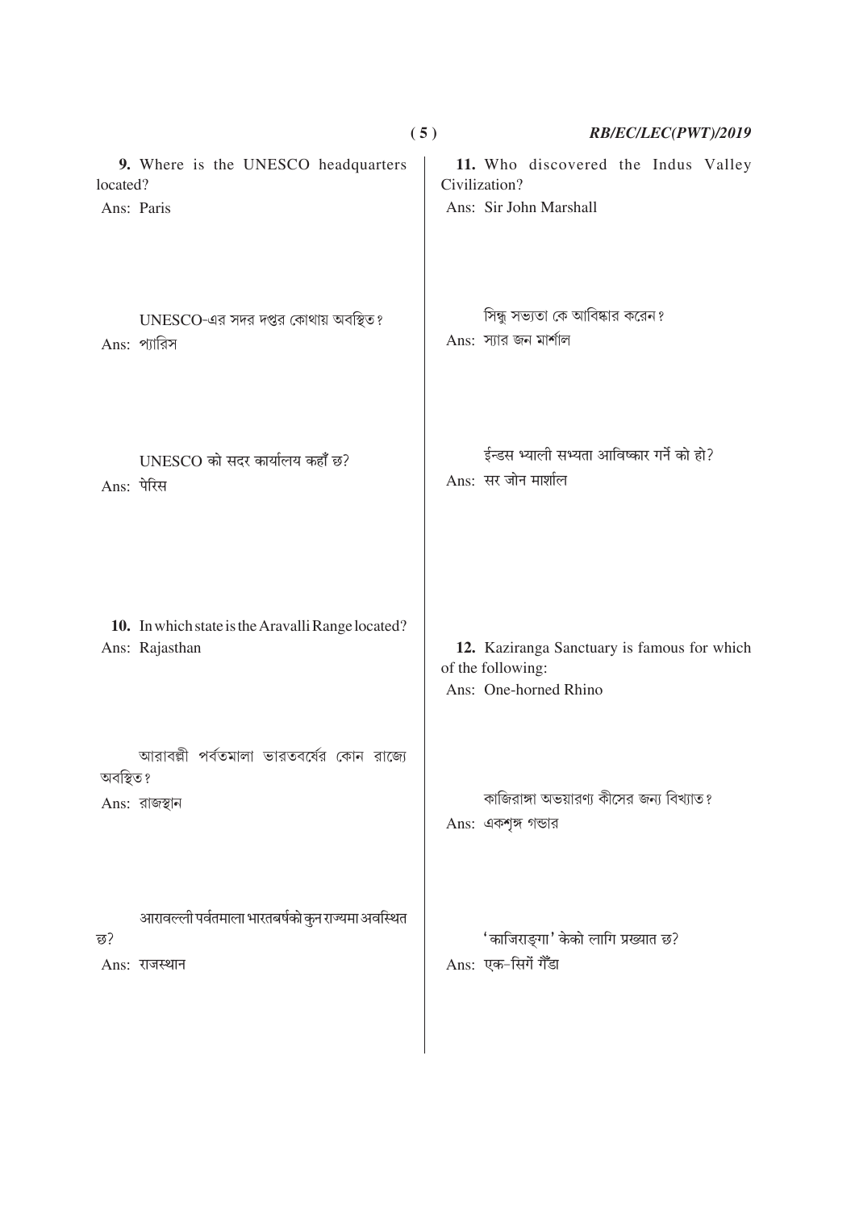**9.** Where is the UNESCO headquarters located?

Ans: Paris

UNESCO-এর সদর দপ্তর কোথায় অবস্থিত?

Ans: প্যারিস

UNESCO को सदर कार्यालय कहाँ छ?

Ans: पेरिस

**10.** In which state is the Aravalli Range located?

Ans: Rajasthan

আরাবল্লী পর্বতমালা ভারতবর্ষের কোন রাজ্যে অবস্থিত?

Ans: রাজস্থান

आरावल्ली पर्वतमाला भारतबर्षको कुन राज्यमा अवस्थित छ?

Ans: राजस्थान

**11.** Who discovered the Indus Valley Civilization?

Ans: Sir John Marshall

সিন্ধু সভ্যতা কে আবিষ্কার করেন?

Ans: স্যার জন মার্শাল

ईन्डस भ्याली सभ्यता आविष्कार गर्ने को हो?

Ans: सर जोन मार्शाल

**12.** Kaziranga Sanctuary is famous for which of the following:

Ans: One-horned Rhino

কাজিরাঙ্গা অভয়ারণ্য কীসের জন্য বিখ্যাত?

Ans: একশৃঙ্গ গন্ডার

'काजिराङ्गा' केको लागि प्रख्यात छ?

Ans: एक-सिगें गैँडा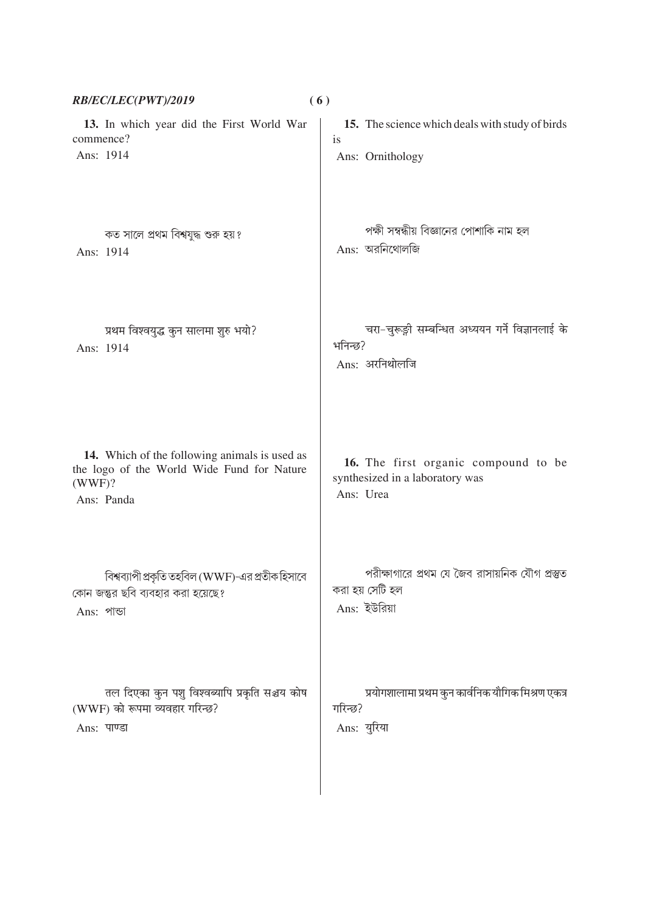**13.** In which year did the First World War commence?

Ans: 1914

কত সালে প্রথম বিশ্বযুদ্ধ শুরু হয়?

Ans: 1914

प्रथम विश्वयुद्ध कुन सालमा शुरु भयो?

Ans: 1914

**14.** Which of the following animals is used as the logo of the World Wide Fund for Nature (WWF)?

Ans: Panda

বিশ্বব্যাপী প্রকৃতি তহবিল (WWF)-এর প্রতীক হিসাবে কোন জন্তুর ছবি ব্যবহার করা হয়েছে?

Ans: পান্ডা

तल दिएका कुन पशु विश्वब्यापि प्रकृति सञ्चय कोष (WWF) को रूपमा व्यवहार गरिन्छ?

Ans: पाण्डा

**15.** The science which deals with study of birds is

Ans: Ornithology

পক্ষী সম্বন্ধীয় বিজ্ঞানের পোশাকি নাম হল

Ans: অরনিথোলজি

चरा-चुरूङ्गी सम्बन्धित अध्ययन गर्ने विज्ञानलाई के भनिन्छ?

Ans: अरनिथोलजि

**16.** The first organic compound to be synthesized in a laboratory was

Ans: Urea

পরীক্ষাগারে প্রথম যে জৈব রাসায়নিক যৌগ প্রস্তুত করা হয় সেটি হল

Ans: ইউরিয়া

प्रयोगशालामा प्रथम कुन कार्बनिक यौगिक मिश्रण एकत्र गरिन्छ?

Ans: युरिया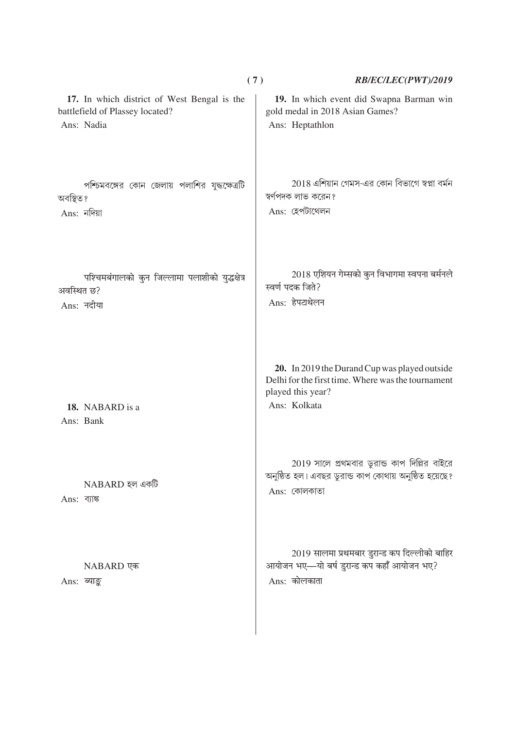**17.** In which district of West Bengal is the battlefield of Plassey located?

Ans: Nadia

পশ্চিমবঙ্গের কোন জেলায় পলাশির যুদ্ধক্ষেত্রটি অবস্থিত?

Ans: নদিয়া

पश्चिमबंगालको कुन जिल्लामा पलाशीको युद्धक्षेत्र अवस्थित छ?

Ans: नदीया

**18.** NABARD is a

Ans: Bank

NABARD হল একটি

Ans: ব্যাঙ্ক

NABARD एक

Ans: ब्याङ्क

**19.** In which event did Swapna Barman win gold medal in 2018 Asian Games?

Ans: Heptathlon

2018 এশিয়ান গেমস-এর কোন বিভাগে স্বপ্না বর্মন স্বর্ণপদক লাভ করেন?

Ans: হেপটাথেলন

2018 एशियन गेम्सको कुन विभागमा स्वपना बर्मनले स्वर्ण पदक जिते?

Ans: हेपटाथेलन

**20.** In 2019 the Durand Cup was played outside Delhi for the first time. Where was the tournament played this year?

Ans: Kolkata

2019 সালে প্রথমবার ডুরান্ড কাপ দিল্লির বাইরে অনুষ্ঠিত হল। এবছর ডুরান্ড কাপ কোথায় অনুষ্ঠিত হয়েছে?

Ans: কোলকাতা

2019 सालमा प्रथमबार डुरान्ड कप दिल्लीको बाहिर आयोजन भए—यो बर्ष डुरान्ड कप कहाँ आयोजन भए?

Ans: कोलकाता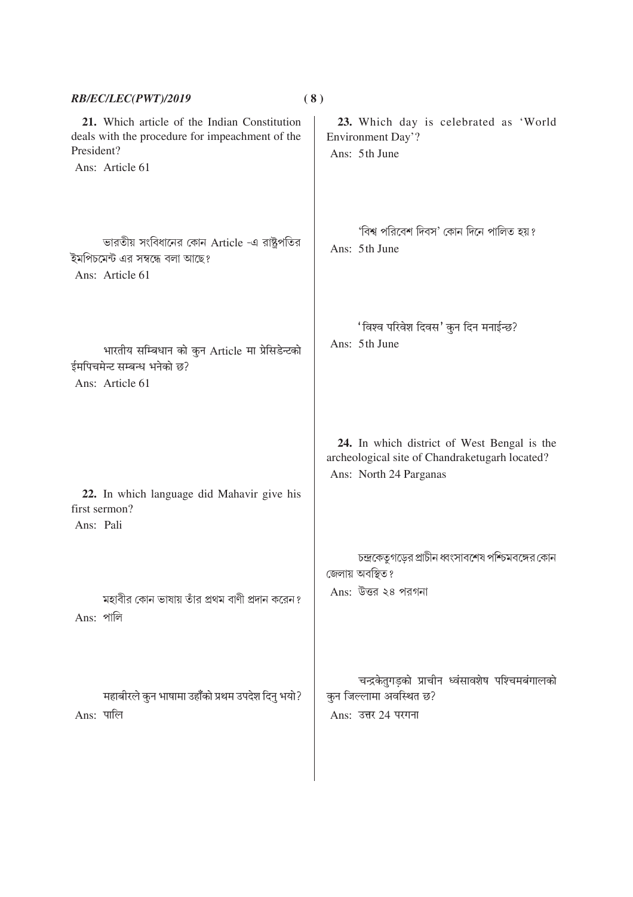**21.** Which article of the Indian Constitution deals with the procedure for impeachment of the President?

Ans: Article 61

ভারতীয় সংবিধানের কোন Article -এ রাষ্ট্রপতির ইমপিচমেন্ট এর সম্বন্ধে বলা আছে?

Ans: Article 61

भारतीय सम्बिधान को कुन Article मा प्रेसिडेन्टको ईमपिचमेन्ट सम्बन्ध भनेको छ?

Ans: Article 61

**22.** In which language did Mahavir give his first sermon?

Ans: Pali

মহাবীর কোন ভাষায় তাঁর প্রথম বাণী প্রদান করেন?

Ans: পালি

महाबीरले कुन भाषामा उहाँको प्रथम उपदेश दिनु भयो?

Ans: पालि

**23.** Which day is celebrated as 'World Environment Day'?

Ans: 5th June

'বিশ্ব পরিবেশ দিবস' কোন দিনে পালিত হয়?

Ans: 5th June

'विश्व परिवेश दिवस' कुन दिन मनाईन्छ?

Ans: 5th June

**24.** In which district of West Bengal is the archeological site of Chandraketugarh located?

Ans: North 24 Parganas

চন্দ্রকেতুগড়ের প্রাচীন ধ্বংসাবশেষ পশ্চিমবঙ্গের কোন জেলায় অবস্থিত?

Ans: উত্তর ২৪ পরগনা

चन्द्रकेतुगड़को प्राचीन ध्वंसावशेष पश्चिमबंगालको कुन जिल्लामा अवस्थित छ?

Ans: उत्तर 24 परगना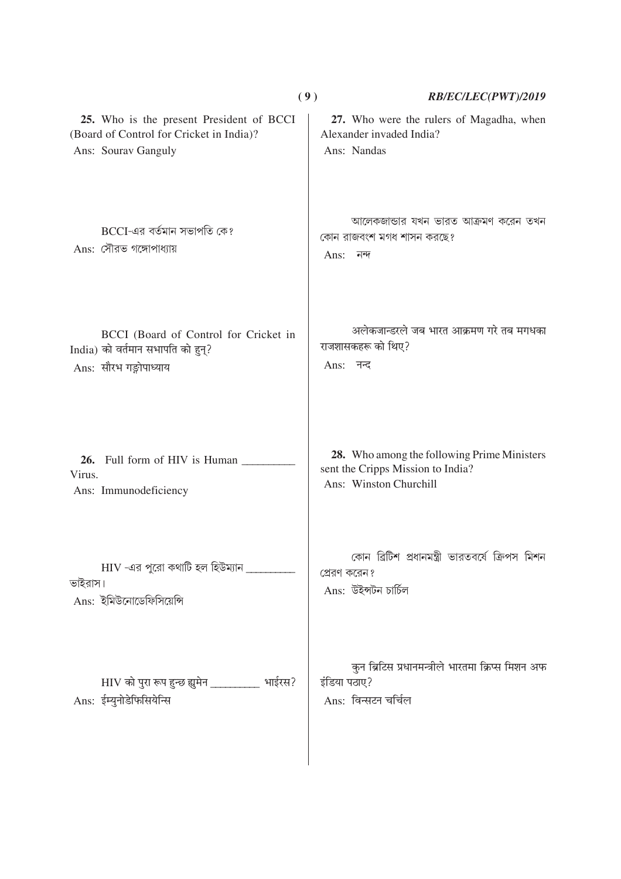**25.** Who is the present President of BCCI (Board of Control for Cricket in India)?

Ans: Sourav Ganguly

BCCI-এর বর্তমান সভাপতি কে?

Ans: সৌরভ গঙ্গোপাধ্যায়

BCCI (Board of Control for Cricket in India) को वर्तमान सभापति को हुन्?

Ans: सौरभ गङ्गोपाध्याय

**26.** Full form of HIV is Human _________ Virus.

Ans: Immunodeficiency

HIV -এর পুরো কথাটি হল হিউম্যান _________ ভাইরাস।

Ans: ইমিউনোডেফিসিয়েন্সি

HIV को पुरा रूप हुन्छ ह्युमेन _________ भाईरस?

Ans: ईम्युनोडेफिसियेन्सि

**27.** Who were the rulers of Magadha, when Alexander invaded India?

Ans: Nandas

আলেকজান্ডার যখন ভারত আক্রমণ করেন তখন কোন রাজবংশ মগধ শাসন করছে?

Ans: নন্দ

अलेकजान्डरले जब भारत आक्रमण गरे तब मगधका राजशासकहरू को थिए?

Ans: नन्द

**28.** Who among the following Prime Ministers sent the Cripps Mission to India?

Ans: Winston Churchill

কোন ব্রিটিশ প্রধানমন্ত্রী ভারতবর্ষে ক্রিপস মিশন প্রেরণ করেন?

Ans: উইন্সটন চার্চিল

कुन ब्रिटिस प्रधानमन्त्रीले भारतमा क्रिप्स मिशन अफ इंडिया पठाए?

Ans: विन्सटन चर्चिल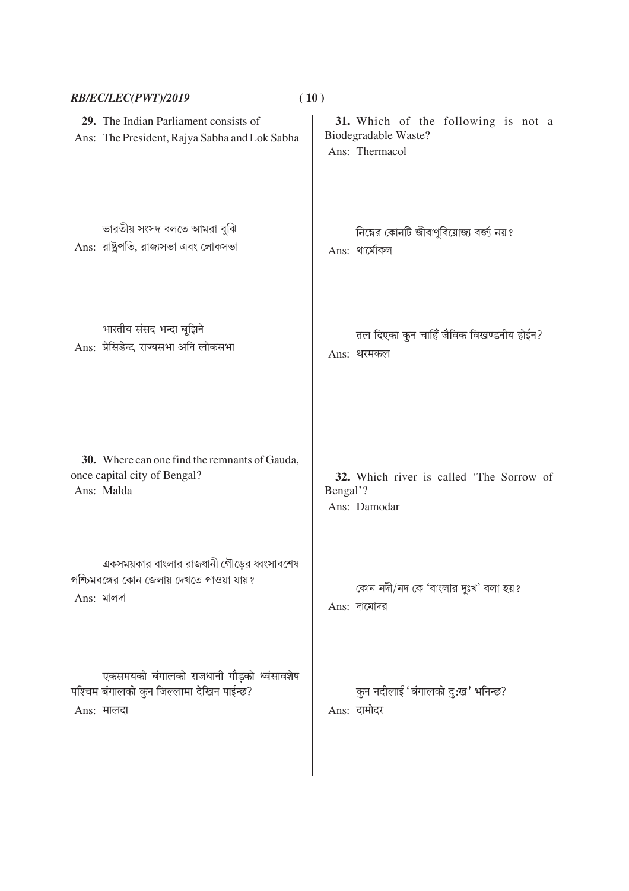**29.** The Indian Parliament consists of

Ans: The President, Rajya Sabha and Lok Sabha

ভারতীয় সংসদ বলতে আমরা বুঝি

Ans: রাষ্ট্রপতি, রাজ্যসভা এবং লোকসভা

भारतीय संसद भन्दा बुझिने

Ans: प्रेसिडेन्ट, राज्यसभा अनि लोकसभा

**30.** Where can one find the remnants of Gauda, once capital city of Bengal?

Ans: Malda

একসময়কার বাংলার রাজধানী গৌড়ের ধ্বংসাবশেষ পশ্চিমবঙ্গের কোন জেলায় দেখতে পাওয়া যায়?

Ans: মালদা

एकसमयको बंगालको राजधानी गौड़को ध्वंसावशेष पश्चिम बंगालको कुन जिल्लामा देखिन पाईन्छ?

Ans: मालदा

**31.** Which of the following is not a Biodegradable Waste?

Ans: Thermacol

নিম্নের কোনটি জীবাণুবিয়োজ্য বর্জ্য নয়?

Ans: থার্মোকল

तल दिएका कुन चाहिँ जैविक विखण्डनीय होईन?

Ans: थरमकल

**32.** Which river is called 'The Sorrow of Bengal'?

Ans: Damodar

কোন নদী/নদ কে 'বাংলার দুঃখ' বলা হয়?

Ans: দামোদর

कुन नदीलाई 'बंगालको दु:ख' भनिन्छ?

Ans: दामोदर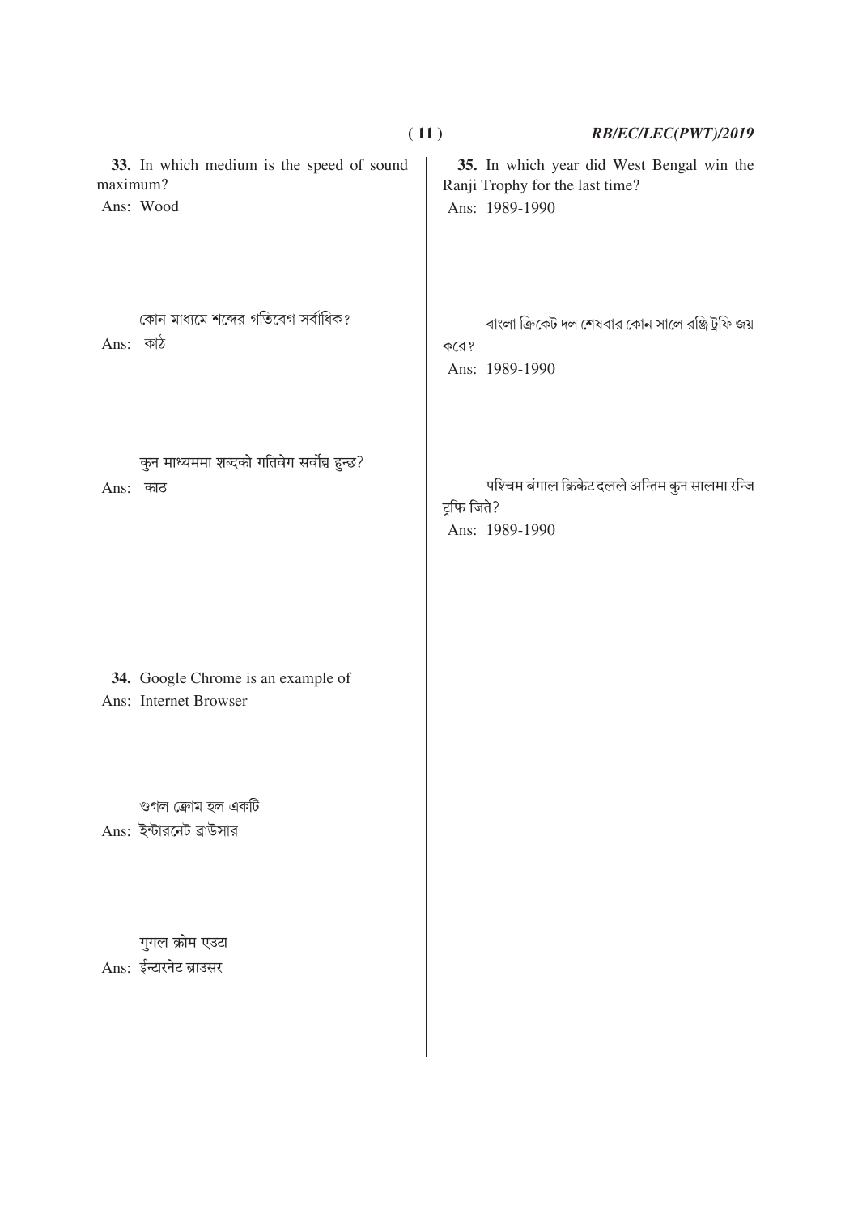**33.** In which medium is the speed of sound maximum?

Ans: Wood

কোন মাধ্যমে শব্দের গতিবেগ সর্বাধিক?

Ans: কাঠ

कुन माध्यममा शब्दको गतिवेग सर्वोच्च हुन्छ?

Ans: काठ

**34.** Google Chrome is an example of

Ans: Internet Browser

গুগল ক্রোম হল একটি

Ans: ইন্টারনেট ব্রাউসার

गुगल क्रोम एउटा

Ans: ईन्टरनेट ब्राउसर

**35.** In which year did West Bengal win the Ranji Trophy for the last time?

Ans: 1989-1990

বাংলা ক্রিকেট দল শেষবার কোন সালে রঞ্জি ট্রফি জয় করে?

Ans: 1989-1990

पश्चिम बंगाल क्रिकेट दलले अन्तिम कुन सालमा रन्जि ट्रफि जिते?

Ans: 1989-1990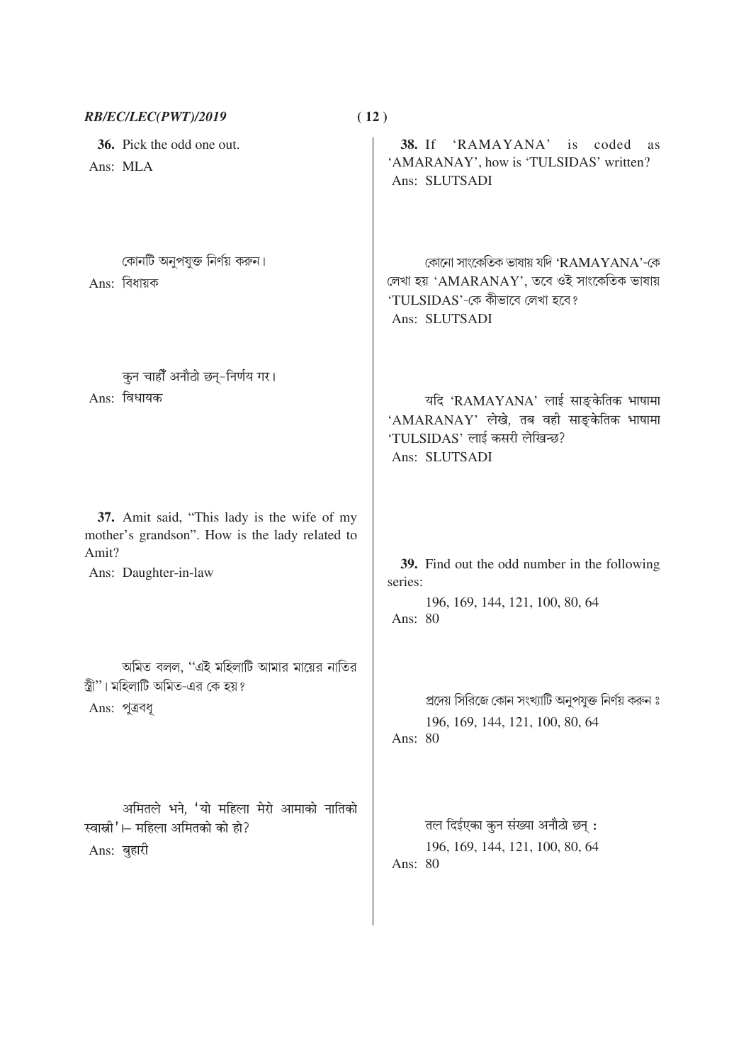**36.** Pick the odd one out.

Ans: MLA

কোনটি অনুপযুক্ত নির্ণয় করুন।

Ans: বিধায়ক

कुन चाहीँ अनौठो छन्–निर्णय गर।

Ans: विधायक

**37.** Amit said, "This lady is the wife of my mother's grandson". How is the lady related to Amit?

Ans: Daughter-in-law

অমিত বলল, "এই মহিলাটি আমার মায়ের নাতির স্ত্রী"। মহিলাটি অমিত-এর কে হয়?

Ans: পুত্রবধূ

अमितले भने, 'यो महिला मेरो आमाको नातिको स्वास्नी'।– महिला अमितको को हो?

Ans: बुहारी

**38.** If 'RAMAYANA' is coded as 'AMARANAY', how is 'TULSIDAS' written?

Ans: SLUTSADI

কোনো সাংকেতিক ভাষায় যদি 'RAMAYANA'-কে লেখা হয় 'AMARANAY', তবে ওই সাংকেতিক ভাষায় 'TULSIDAS'-কে কীভাবে লেখা হবে?

Ans: SLUTSADI

यदि 'RAMAYANA' लाई साङ्केतिक भाषामा 'AMARANAY' लेखे, तब वही साङ्केतिक भाषामा 'TULSIDAS' लाई कसरी लेखिन्छ?

Ans: SLUTSADI

**39.** Find out the odd number in the following series:

196, 169, 144, 121, 100, 80, 64

Ans: 80

প্রদেয় সিরিজে কোন সংখ্যাটি অনুপযুক্ত নির্ণয় করুন ঃ

196, 169, 144, 121, 100, 80, 64

Ans: 80

तल दिईएका कुन संख्या अनौठो छन् :

196, 169, 144, 121, 100, 80, 64

Ans: 80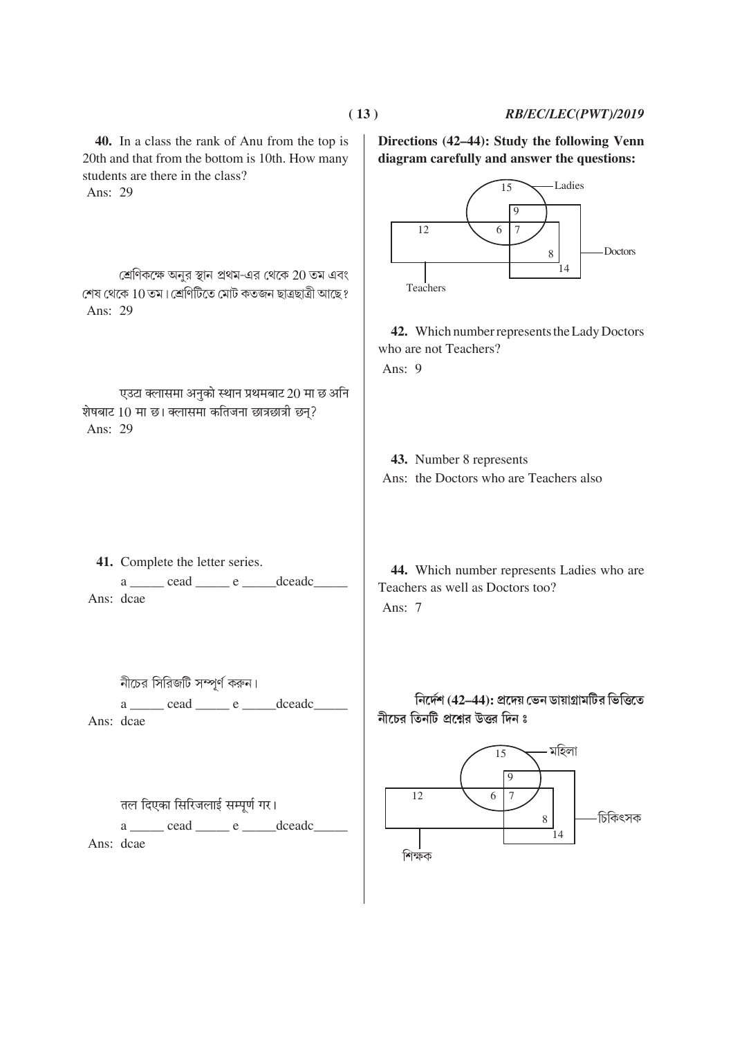**40.** In a class the rank of Anu from the top is 20th and that from the bottom is 10th. How many students are there in the class?

Ans: 29

শ্রেণিকক্ষে অনুর স্থান প্রথম-এর থেকে 20 তম এবং শেষ থেকে 10 তম। শ্রেণিটিতে মোট কতজন ছাত্রছাত্রী আছে?

Ans: 29

एउटा क्लासमा अनुको स्थान प्रथमबाट 20 मा छ अनि शेषबाट 10 मा छ। क्लासमा कतिजना छात्रछात्री छन्?

Ans: 29

**41.** Complete the letter series.

a _____ cead _____ e _____dceadc_____

Ans: dcae

নীচের সিরিজটি সম্পূর্ণ করুন।

a _____ cead _____ e _____dceadc_____

Ans: dcae

तल दिएका सिरिजलाई सम्पूर्ण गर।

a _____ cead _____ e _____dceadc_____

Ans: dcae

**Directions (42–44): Study the following Venn diagram carefully and answer the questions:**

(Venn diagram: Ladies, Doctors, Teachers — regions: 15, 9, 12, 6, 7, 8, 14)

**42.** Which number represents the Lady Doctors who are not Teachers?

Ans: 9

**43.** Number 8 represents

Ans: the Doctors who are Teachers also

**44.** Which number represents Ladies who are Teachers as well as Doctors too?

Ans: 7

**নির্দেশ (42–44): প্রদেয় ভেন ডায়াগ্রামটির ভিত্তিতে নীচের তিনটি প্রশ্নের উত্তর দিন ঃ**

(ভেন ডায়াগ্রাম: মহিলা, চিকিৎসক, শিক্ষক — অঞ্চল: 15, 9, 12, 6, 7, 8, 14)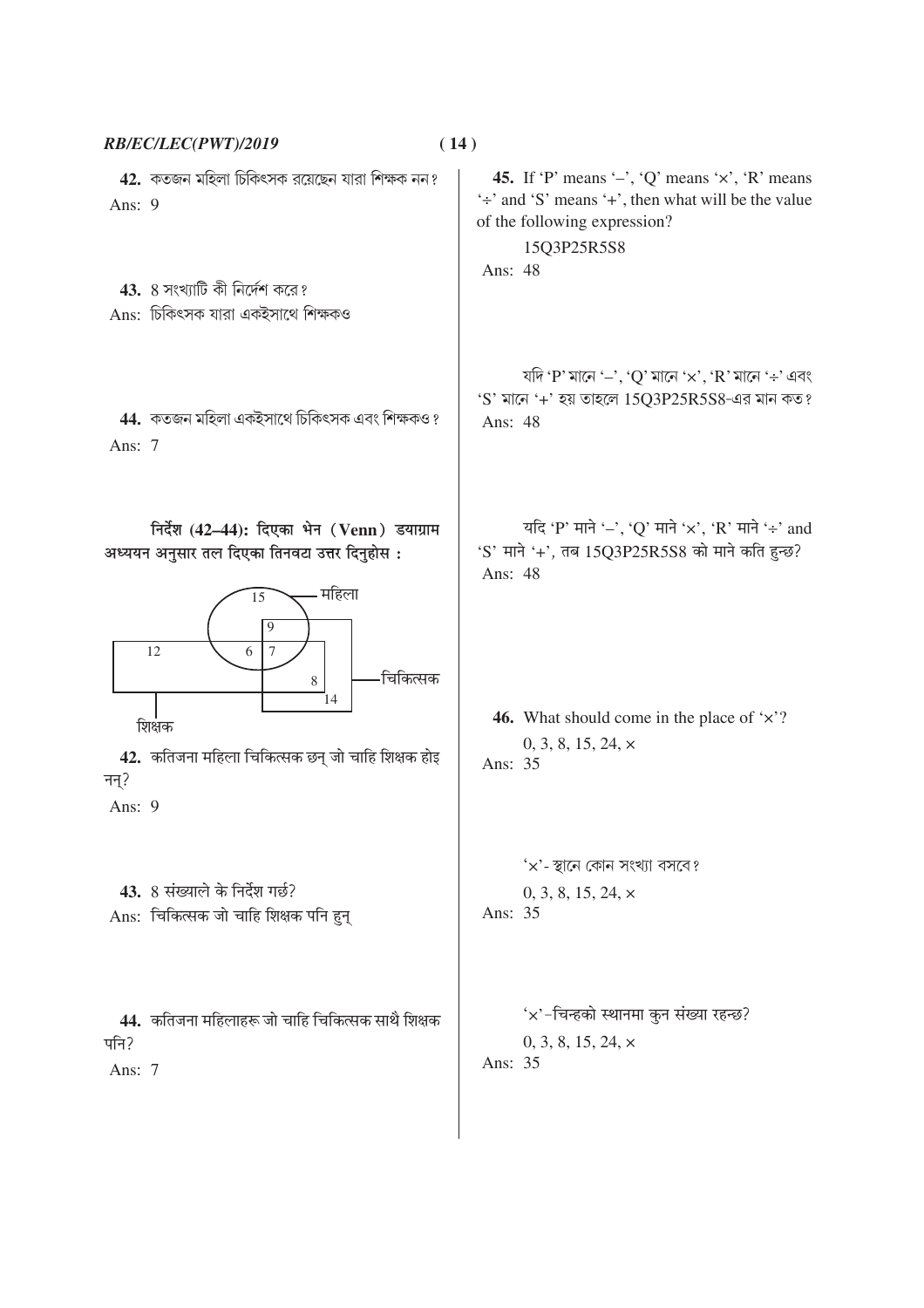**42.** কতজন মহিলা চিকিৎসক রয়েছেন যারা শিক্ষক নন?

Ans: 9

**43.** 8 সংখ্যাটি কী নির্দেশ করে?

Ans: চিকিৎসক যারা একইসাথে শিক্ষকও

**44.** কতজন মহিলা একইসাথে চিকিৎসক এবং শিক্ষকও?

Ans: 7

**निर्देश (42–44): दिएका भेन (Venn) डयाग्राम अध्ययन अनुसार तल दिएका तिनवटा उत्तर दिनुहोस :**

महिला: 15, 9, 6, 7
शिक्षक: 12, 6, 7, 8
चिकित्सक: 9, 7, 8, 14

**42.** कतिजना महिला चिकित्सक छन् जो चाहि शिक्षक होइनन्?

Ans: 9

**43.** 8 संख्याले के निर्देश गर्छ?

Ans: चिकित्सक जो चाहि शिक्षक पनि हुन्

**44.** कतिजना महिलाहरू जो चाहि चिकित्सक साथै शिक्षक पनि?

Ans: 7

**45.** If 'P' means '–', 'Q' means '×', 'R' means '÷' and 'S' means '+', then what will be the value of the following expression?

15Q3P25R5S8

Ans: 48

যদি 'P' মানে '–', 'Q' মানে '×', 'R' মানে '÷' এবং 'S' মানে '+' হয় তাহলে 15Q3P25R5S8-এর মান কত?

Ans: 48

यदि 'P' माने '–', 'Q' माने '×', 'R' माने '÷' and 'S' माने '+', तब 15Q3P25R5S8 को माने कति हुन्छ?

Ans: 48

**46.** What should come in the place of '×'?

0, 3, 8, 15, 24, ×

Ans: 35

'×'- স্থানে কোন সংখ্যা বসবে?

0, 3, 8, 15, 24, ×

Ans: 35

'×'-चिन्हको स्थानमा कुन संख्या रहन्छ?

0, 3, 8, 15, 24, ×

Ans: 35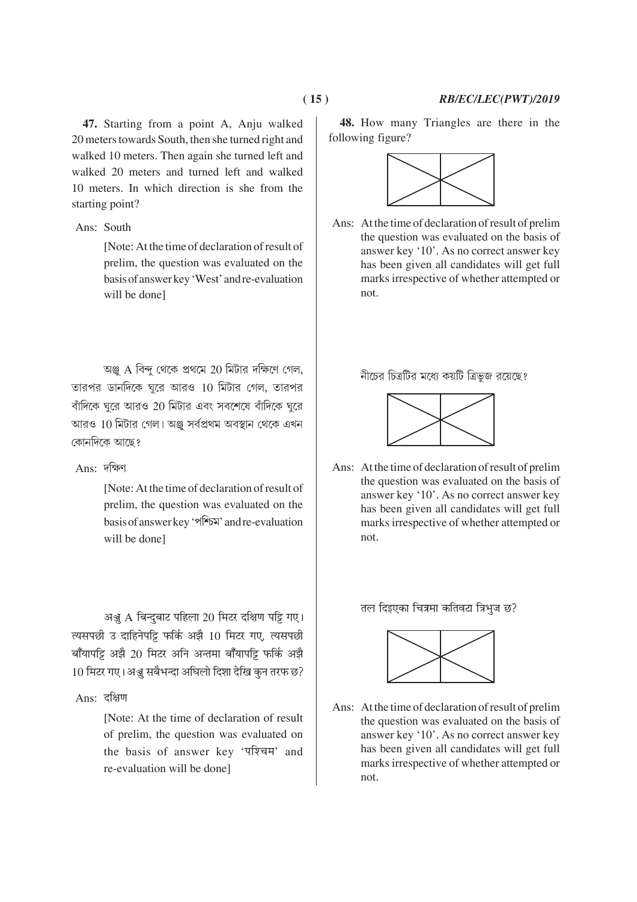**47.** Starting from a point A, Anju walked 20 meters towards South, then she turned right and walked 10 meters. Then again she turned left and walked 20 meters and turned left and walked 10 meters. In which direction is she from the starting point?

Ans: South

[Note: At the time of declaration of result of prelim, the question was evaluated on the basis of answer key 'West' and re-evaluation will be done]

অঞ্জু A বিন্দু থেকে প্রথমে 20 মিটার দক্ষিণে গেল, তারপর ডানদিকে ঘুরে আরও 10 মিটার গেল, তারপর বাঁদিকে ঘুরে আরও 20 মিটার এবং সবশেষে বাঁদিকে ঘুরে আরও 10 মিটার গেল। অঞ্জু সর্বপ্রথম অবস্থান থেকে এখন কোনদিকে আছে?

Ans: দক্ষিণ

[Note: At the time of declaration of result of prelim, the question was evaluated on the basis of answer key 'পশ্চিম' and re-evaluation will be done]

अञ्जु A बिन्दुबाट पहिला 20 मिटर दक्षिण पट्टि गए। त्यसपछी उ दाहिनेपट्टि फर्कि अझै 10 मिटर गए, त्यसपछी बाँयापट्टि अझै 20 मिटर अनि अन्तमा बाँयापट्टि फर्कि अझै 10 मिटर गए। अञ्जु सबैभन्दा अघिलो दिशा देखि कुन तरफ छ?

Ans: दक्षिण

[Note: At the time of declaration of result of prelim, the question was evaluated on the basis of answer key 'पश्चिम' and re-evaluation will be done]

**48.** How many Triangles are there in the following figure?

Ans: At the time of declaration of result of prelim the question was evaluated on the basis of answer key '10'. As no correct answer key has been given all candidates will get full marks irrespective of whether attempted or not.

নীচের চিত্রটির মধ্যে কয়টি ত্রিভুজ রয়েছে?

Ans: At the time of declaration of result of prelim the question was evaluated on the basis of answer key '10'. As no correct answer key has been given all candidates will get full marks irrespective of whether attempted or not.

तल दिइएका चित्रमा कतिवटा त्रिभुज छ?

Ans: At the time of declaration of result of prelim the question was evaluated on the basis of answer key '10'. As no correct answer key has been given all candidates will get full marks irrespective of whether attempted or not.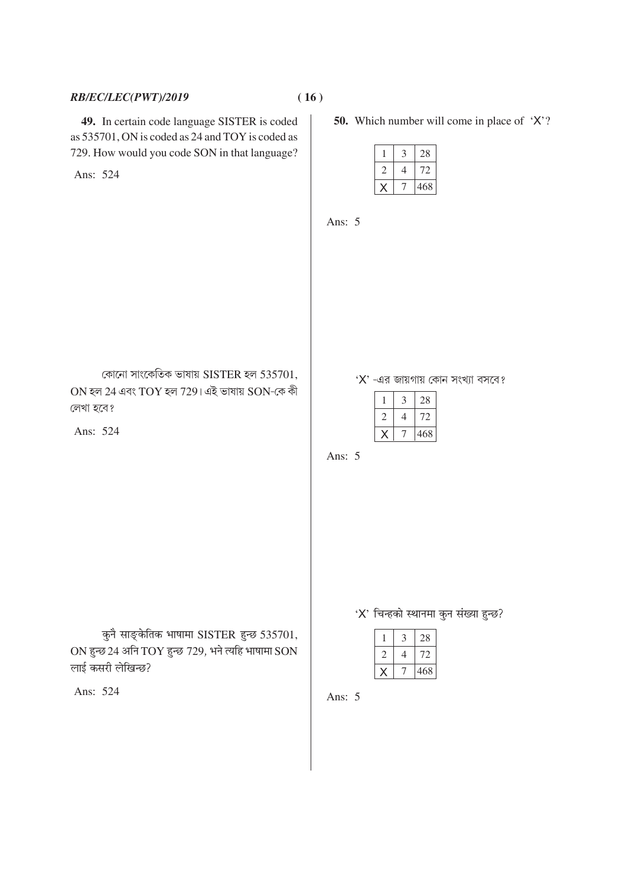**49.** In certain code language SISTER is coded as 535701, ON is coded as 24 and TOY is coded as 729. How would you code SON in that language?

Ans: 524

কোনো সাংকেতিক ভাষায় SISTER হল 535701, ON হল 24 এবং TOY হল 729। এই ভাষায় SON-কে কী লেখা হবে?

Ans: 524

कुनै साङ्केतिक भाषामा SISTER हुन्छ 535701, ON हुन्छ 24 अनि TOY हुन्छ 729, भने त्यहि भाषामा SON लाई कसरी लेखिन्छ?

Ans: 524

**50.** Which number will come in place of 'X'?

| | | |
|---|---|---|
| 1 | 3 | 28 |
| 2 | 4 | 72 |
| X | 7 | 468 |

Ans: 5

'X' -এর জায়গায় কোন সংখ্যা বসবে?

| | | |
|---|---|---|
| 1 | 3 | 28 |
| 2 | 4 | 72 |
| X | 7 | 468 |

Ans: 5

'X' चिन्हको स्थानमा कुन संख्या हुन्छ?

| | | |
|---|---|---|
| 1 | 3 | 28 |
| 2 | 4 | 72 |
| X | 7 | 468 |

Ans: 5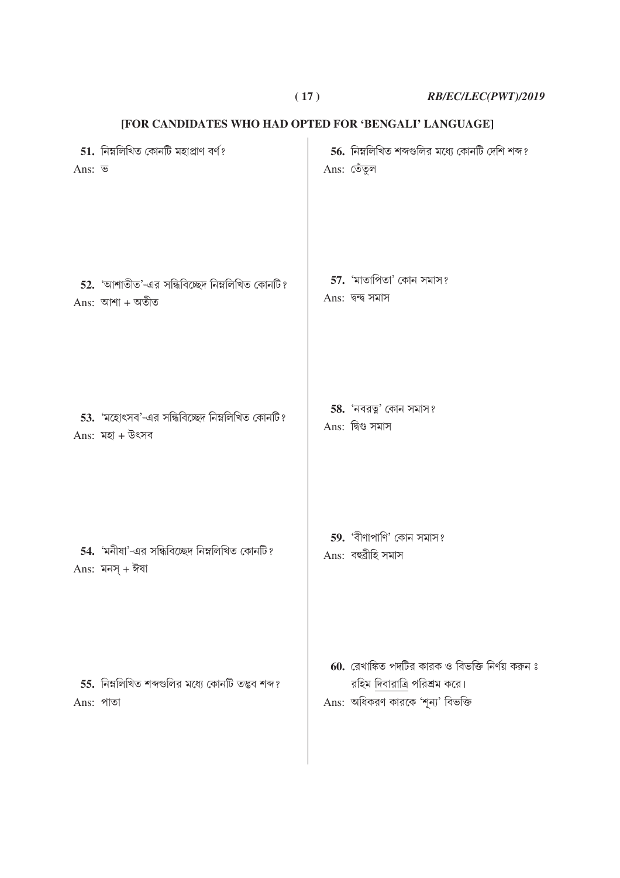## [FOR CANDIDATES WHO HAD OPTED FOR 'BENGALI' LANGUAGE]

**51.** নিম্নলিখিত কোনটি মহাপ্রাণ বর্ণ?

Ans: ভ

**52.** 'আশাতীত'-এর সন্ধিবিচ্ছেদ নিম্নলিখিত কোনটি?

Ans: আশা + অতীত

**53.** 'মহোৎসব'-এর সন্ধিবিচ্ছেদ নিম্নলিখিত কোনটি?

Ans: মহা + উৎসব

**54.** 'মনীষা'-এর সন্ধিবিচ্ছেদ নিম্নলিখিত কোনটি?

Ans: মনস্ + ঈষা

**55.** নিম্নলিখিত শব্দগুলির মধ্যে কোনটি তদ্ভব শব্দ?

Ans: পাতা

**56.** নিম্নলিখিত শব্দগুলির মধ্যে কোনটি দেশি শব্দ?

Ans: তেঁতুল

**57.** 'মাতাপিতা' কোন সমাস?

Ans: দ্বন্দ্ব সমাস

**58.** 'নবরত্ন' কোন সমাস?

Ans: দ্বিগু সমাস

**59.** 'বীণাপাণি' কোন সমাস?

Ans: বহুব্রীহি সমাস

**60.** রেখাঙ্কিত পদটির কারক ও বিভক্তি নির্ণয় করুন ঃ
রহিম <u>দিবারাত্রি</u> পরিশ্রম করে।

Ans: অধিকরণ কারকে 'শূন্য' বিভক্তি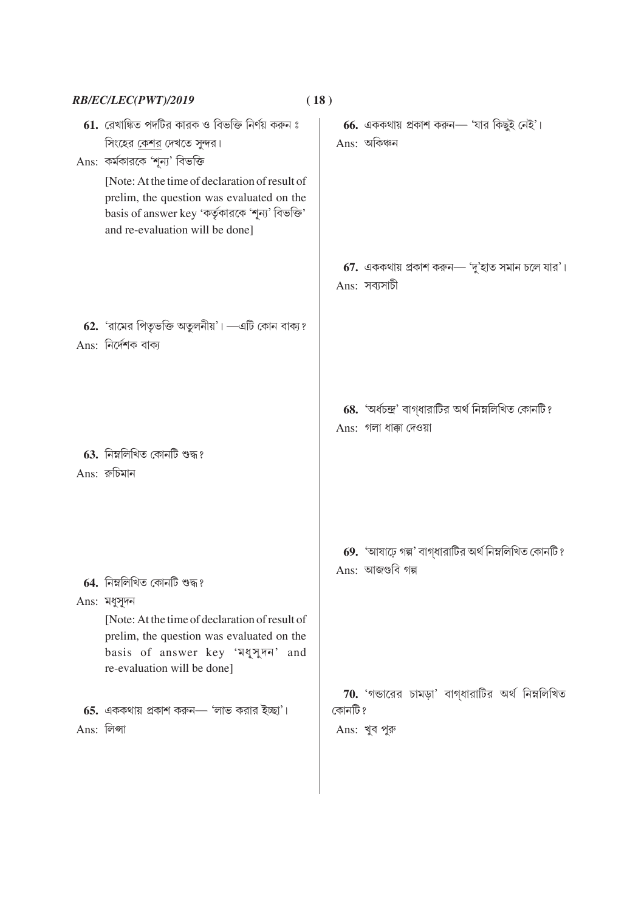**61.** রেখাঙ্কিত পদটির কারক ও বিভক্তি নির্ণয় করুন ঃ
সিংহের <u>কেশর</u> দেখতে সুন্দর।

Ans: কর্মকারকে 'শূন্য' বিভক্তি

[Note: At the time of declaration of result of prelim, the question was evaluated on the basis of answer key 'কর্তৃকারকে 'শূন্য' বিভক্তি' and re-evaluation will be done]

**62.** 'রামের পিতৃভক্তি অতুলনীয়'। —এটি কোন বাক্য?

Ans: নির্দেশক বাক্য

**63.** নিম্নলিখিত কোনটি শুদ্ধ?

Ans: রুচিমান

**64.** নিম্নলিখিত কোনটি শুদ্ধ?

Ans: মধুসূদন

[Note: At the time of declaration of result of prelim, the question was evaluated on the basis of answer key 'মধুসুদন' and re-evaluation will be done]

**65.** এককথায় প্রকাশ করুন— 'লাভ করার ইচ্ছা'।

Ans: লিপ্সা

**66.** এককথায় প্রকাশ করুন— 'যার কিছুই নেই'।

Ans: অকিঞ্চন

**67.** এককথায় প্রকাশ করুন— 'দু'হাত সমান চলে যার'।

Ans: সব্যসাচী

**68.** 'অর্ধচন্দ্র' বাগ্‌ধারাটির অর্থ নিম্নলিখিত কোনটি?

Ans: গলা ধাক্কা দেওয়া

**69.** 'আষাঢ়ে গল্প' বাগ্‌ধারাটির অর্থ নিম্নলিখিত কোনটি?

Ans: আজগুবি গল্প

**70.** 'গন্ডারের চামড়া' বাগ্‌ধারাটির অর্থ নিম্নলিখিত কোনটি?

Ans: খুব পুরু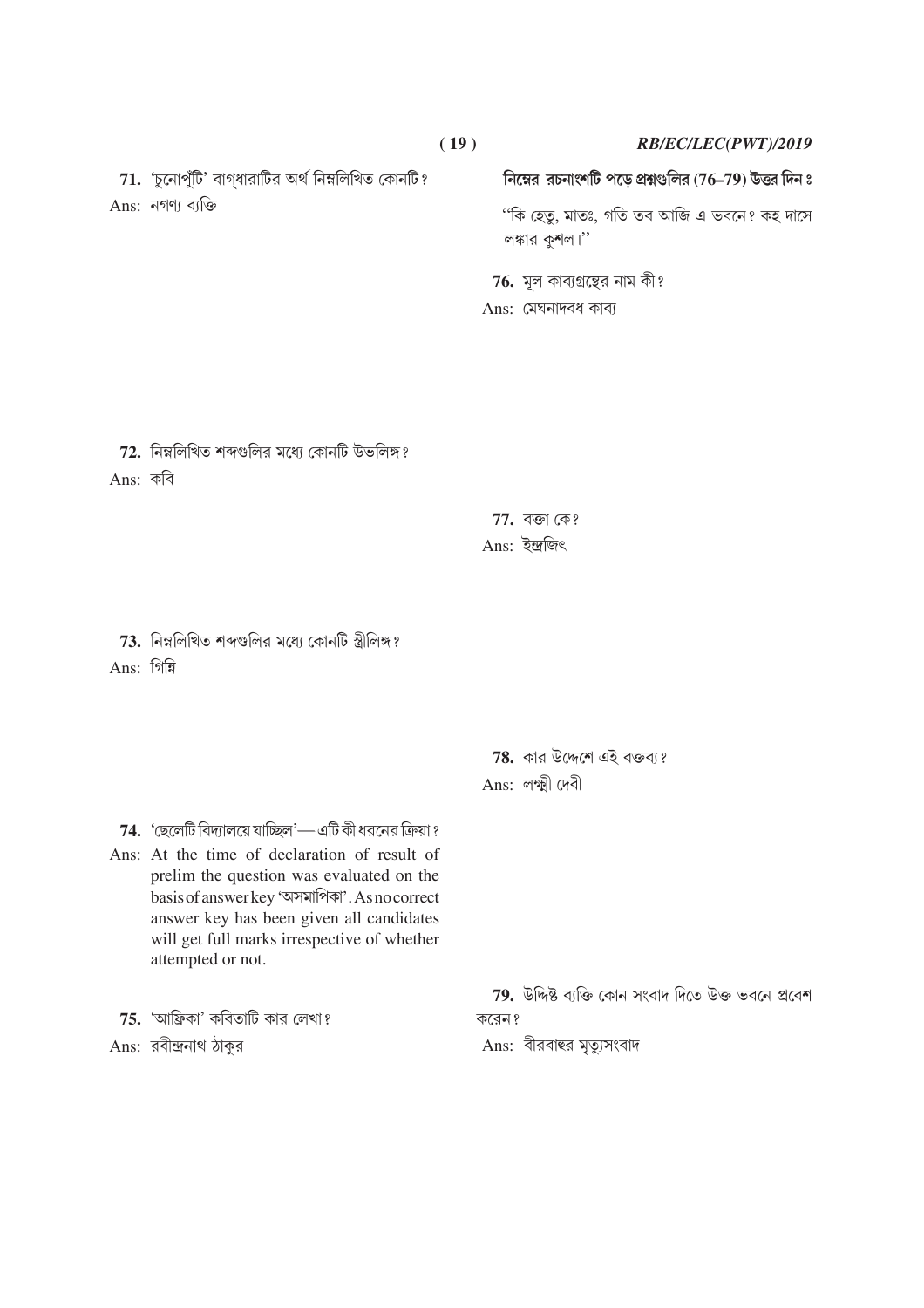**71.** 'চুনোপুঁটি' বাগ্‌ধারাটির অর্থ নিম্নলিখিত কোনটি?

Ans: নগণ্য ব্যক্তি

**72.** নিম্নলিখিত শব্দগুলির মধ্যে কোনটি উভলিঙ্গ?

Ans: কবি

**73.** নিম্নলিখিত শব্দগুলির মধ্যে কোনটি স্ত্রীলিঙ্গ?

Ans: গিন্নি

**74.** 'ছেলেটি বিদ্যালয়ে যাচ্ছিল'— এটি কী ধরনের ক্রিয়া?

Ans: At the time of declaration of result of prelim the question was evaluated on the basis of answer key 'অসমাপিকা'. As no correct answer key has been given all candidates will get full marks irrespective of whether attempted or not.

**75.** 'আফ্রিকা' কবিতাটি কার লেখা?

Ans: রবীন্দ্রনাথ ঠাকুর

**নিম্নের রচনাংশটি পড়ে প্রশ্নগুলির (76–79) উত্তর দিন ঃ**

"কি হেতু, মাতঃ, গতি তব আজি এ ভবনে? কহ দাসে লঙ্কার কুশল।"

**76.** মূল কাব্যগ্রন্থের নাম কী?

Ans: মেঘনাদবধ কাব্য

**77.** বক্তা কে?

Ans: ইন্দ্রজিৎ

**78.** কার উদ্দেশে এই বক্তব্য?

Ans: লক্ষ্মী দেবী

**79.** উদ্দিষ্ট ব্যক্তি কোন সংবাদ দিতে উক্ত ভবনে প্রবেশ করেন?

Ans: বীরবাহুর মৃত্যুসংবাদ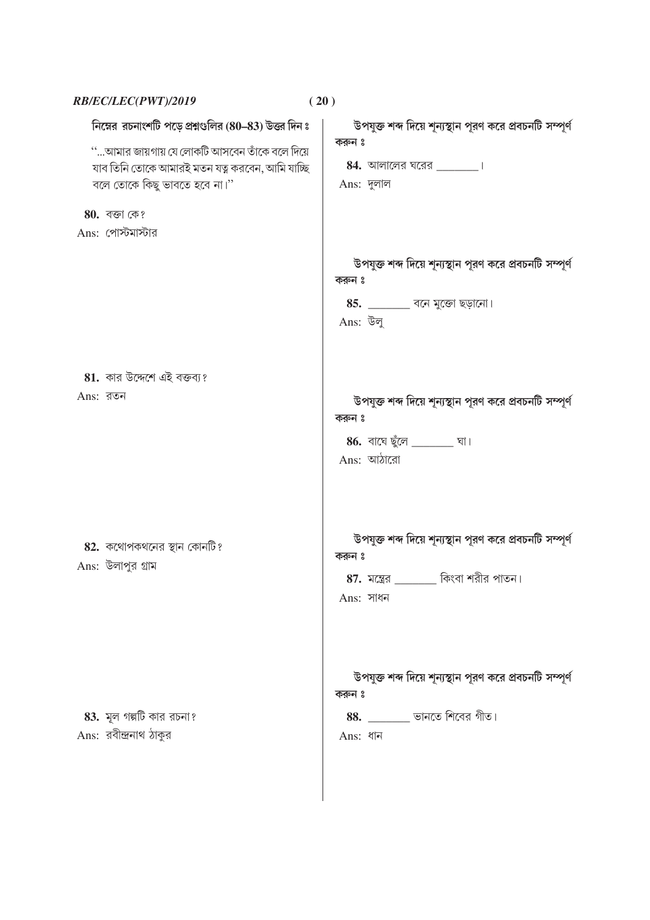নিম্নের রচনাংশটি পড়ে প্রশ্নগুলির (80–83) উত্তর দিন ঃ

"...আমার জায়গায় যে লোকটি আসবেন তাঁকে বলে দিয়ে যাব তিনি তোকে আমারই মতন যত্ন করবেন, আমি যাচ্ছি বলে তোকে কিছু ভাবতে হবে না।"

**80.** বক্তা কে?

Ans: পোস্টমাস্টার

**81.** কার উদ্দেশে এই বক্তব্য?

Ans: রতন

**82.** কথোপকথনের স্থান কোনটি?

Ans: উলাপুর গ্রাম

**83.** মূল গল্পটি কার রচনা?

Ans: রবীন্দ্রনাথ ঠাকুর

**উপযুক্ত শব্দ দিয়ে শূন্যস্থান পূরণ করে প্রবচনটি সম্পূর্ণ করুন ঃ**

**84.** আলালের ঘরের ________।

Ans: দুলাল

**উপযুক্ত শব্দ দিয়ে শূন্যস্থান পূরণ করে প্রবচনটি সম্পূর্ণ করুন ঃ**

**85.** ________ বনে মুক্তো ছড়ানো।

Ans: উলু

**উপযুক্ত শব্দ দিয়ে শূন্যস্থান পূরণ করে প্রবচনটি সম্পূর্ণ করুন ঃ**

**86.** বাঘে ছুঁলে ________ ঘা।

Ans: আঠারো

**উপযুক্ত শব্দ দিয়ে শূন্যস্থান পূরণ করে প্রবচনটি সম্পূর্ণ করুন ঃ**

**87.** মন্ত্রের ________ কিংবা শরীর পাতন।

Ans: সাধন

**উপযুক্ত শব্দ দিয়ে শূন্যস্থান পূরণ করে প্রবচনটি সম্পূর্ণ করুন ঃ**

**88.** ________ ভানতে শিবের গীত।

Ans: ধান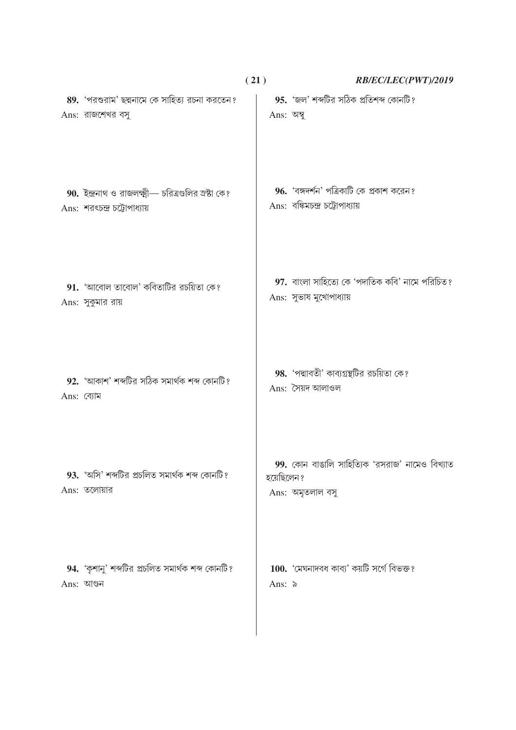**89.** 'পরশুরাম' ছদ্মনামে কে সাহিত্য রচনা করতেন?

Ans: রাজশেখর বসু

**90.** ইন্দ্রনাথ ও রাজলক্ষ্মী— চরিত্রগুলির স্রষ্টা কে?

Ans: শরৎচন্দ্র চট্টোপাধ্যায়

**91.** 'আবোল তাবোল' কবিতাটির রচয়িতা কে?

Ans: সুকুমার রায়

**92.** 'আকাশ' শব্দটির সঠিক সমার্থক শব্দ কোনটি?

Ans: ব্যোম

**93.** 'অসি' শব্দটির প্রচলিত সমার্থক শব্দ কোনটি?

Ans: তলোয়ার

**94.** 'কৃশানু' শব্দটির প্রচলিত সমার্থক শব্দ কোনটি?

Ans: আগুন

**95.** 'জল' শব্দটির সঠিক প্রতিশব্দ কোনটি?

Ans: অম্বু

**96.** 'বঙ্গদর্শন' পত্রিকাটি কে প্রকাশ করেন?

Ans: বঙ্কিমচন্দ্র চট্টোপাধ্যায়

**97.** বাংলা সাহিত্যে কে 'পদাতিক কবি' নামে পরিচিত?

Ans: সুভাষ মুখোপাধ্যায়

**98.** 'পদ্মাবতী' কাব্যগ্রন্থটির রচয়িতা কে?

Ans: সৈয়দ আলাওল

**99.** কোন বাঙালি সাহিত্যিক 'রসরাজ' নামেও বিখ্যাত হয়েছিলেন?

Ans: অমৃতলাল বসু

**100.** 'মেঘনাদবধ কাব্য' কয়টি সর্গে বিভক্ত?

Ans: ৯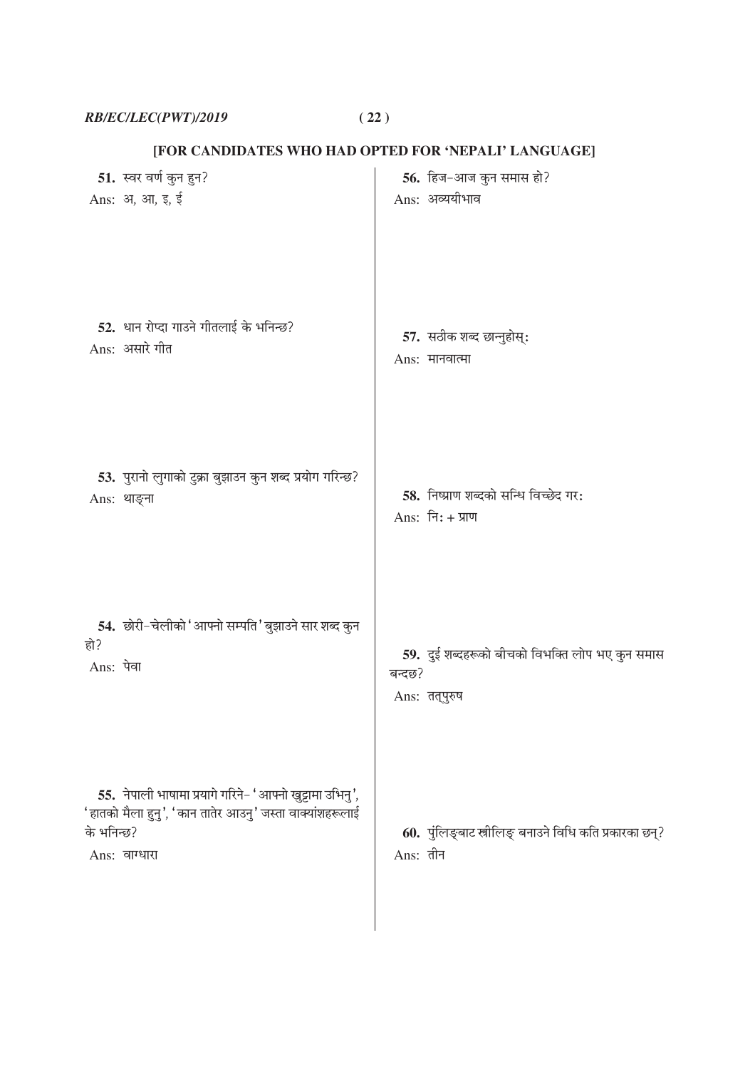## [FOR CANDIDATES WHO HAD OPTED FOR 'NEPALI' LANGUAGE]

**51.** स्वर वर्ण कुन हुन्?

Ans: अ, आ, इ, ई

**52.** धान रोप्दा गाउने गीतलाई के भनिन्छ?

Ans: असारे गीत

**53.** पुरानो लुगाको टुक्रा बुझाउन कुन शब्द प्रयोग गरिन्छ?

Ans: थाङ्ना

**54.** छोरी-चेलीको 'आफ्नो सम्पति' बुझाउने सार शब्द कुन हो?

Ans: पेवा

**55.** नेपाली भाषामा प्रयागे गरिने- 'आफ्नो खुट्टामा उभिनु', 'हातको मैला हुनु', 'कान तातेर आउनु' जस्ता वाक्यांशहरूलाई के भनिन्छ?

Ans: वाग्धारा

**56.** हिज-आज कुन समास हो?

Ans: अव्ययीभाव

**57.** सठीक शब्द छान्नुहोस्:

Ans: मानवात्मा

**58.** निष्प्राण शब्दको सन्धि विच्छेद गर:

Ans: नि: + प्राण

**59.** दुई शब्दहरूको बीचको विभक्ति लोप भए कुन समास बन्दछ?

Ans: तत्पुरुष

**60.** पुंलिङ्बाट स्त्रीलिङ् बनाउने विधि कति प्रकारका छन्?

Ans: तीन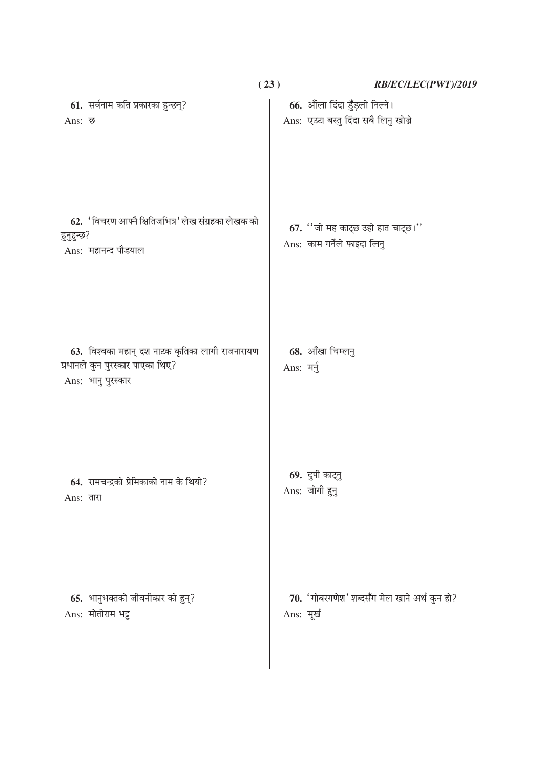**61.** सर्वनाम कति प्रकारका हुन्छन्?

Ans: छ

**62.** 'विचरण आफ्नै क्षितिजभित्र' लेख संग्रहका लेखक को हुनुहुन्छ?

Ans: महानन्द पौडयाल

**63.** विश्वका महान् दश नाटक कृतिका लागी राजनारायण प्रधानले कुन पुरस्कार पाएका थिए?

Ans: भानु पुरस्कार

**64.** रामचन्द्रको प्रेमिकाको नाम के थियो?

Ans: तारा

**65.** भानुभक्तको जीवनीकार को हुन्?

Ans: मोतीराम भट्ट

**66.** औंला दिंदा डुँड़लो निल्ने।

Ans: एउटा बस्तु दिंदा सबै लिनु खोज्ने

**67.** ''जो मह काट्छ उही हात चाट्छ।''

Ans: काम गर्नेले फाइदा लिनु

**68.** आँखा चिम्लनु

Ans: मर्नु

**69.** टुपी काट्नु

Ans: जोगी हुनु

**70.** 'गोबरगणेश' शब्दसँग मेल खाने अर्थ कुन हो?

Ans: मूर्ख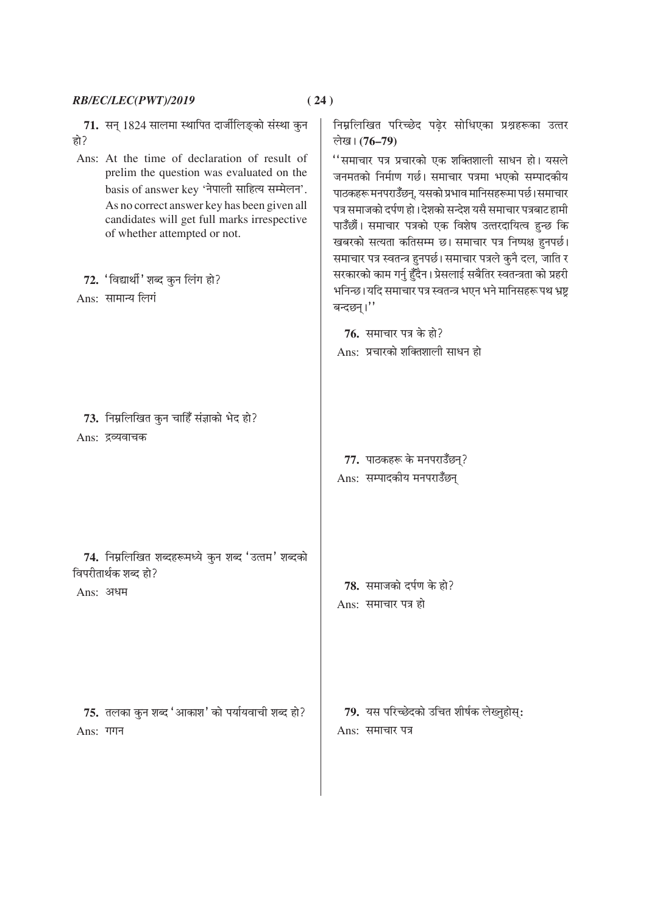**71.** सन् 1824 सालमा स्थापित दार्जीलिङ्को संस्था कुन हो?

Ans: At the time of declaration of result of prelim the question was evaluated on the basis of answer key 'नेपाली साहित्य सम्मेलन'. As no correct answer key has been given all candidates will get full marks irrespective of whether attempted or not.

**72.** 'विद्यार्थी' शब्द कुन लिंग हो?

Ans: सामान्य लिगं

**73.** निम्नलिखित कुन चाहिँ संज्ञाको भेद हो?

Ans: द्रव्यवाचक

**74.** निम्नलिखित शब्दहरूमध्ये कुन शब्द 'उत्तम' शब्दको विपरीतार्थक शब्द हो?

Ans: अधम

**75.** तलका कुन शब्द 'आकाश' को पर्यायवाची शब्द हो?

Ans: गगन

निम्नलिखित परिच्छेद पढ़ेर सोधिएका प्रश्नहरूका उत्तर लेख। **(76–79)**

''समाचार पत्र प्रचारको एक शक्तिशाली साधन हो। यसले जनमतको निर्माण गर्छ। समाचार पत्रमा भएको सम्पादकीय पाठकहरू मनपराउँछन्, यसको प्रभाव मानिसहरूमा पर्छ। समाचार पत्र समाजको दर्पण हो। देशको सन्देश यसै समाचार पत्रबाट हामी पाउँछौं। समाचार पत्रको एक विशेष उत्तरदायित्व हुन्छ कि खबरको सत्यता कतिसम्म छ। समाचार पत्र निष्पक्ष हुनपर्छ। समाचार पत्र स्वतन्त्र हुनपर्छ। समाचार पत्रले कुनै दल, जाति र सरकारको काम गर्नु हुँदैन। प्रेसलाई सबैतिर स्वतन्त्रता को प्रहरी भनिन्छ। यदि समाचार पत्र स्वतन्त्र भएन भने मानिसहरू पथ भ्रष्ट बन्दछन्।''

**76.** समाचार पत्र के हो?

Ans: प्रचारको शक्तिशाली साधन हो

**77.** पाठकहरू के मनपराउँछन्?

Ans: सम्पादकीय मनपराउँछन्

**78.** समाजको दर्पण के हो?

Ans: समाचार पत्र हो

**79.** यस परिच्छेदको उचित शीर्षक लेख्नुहोस्:

Ans: समाचार पत्र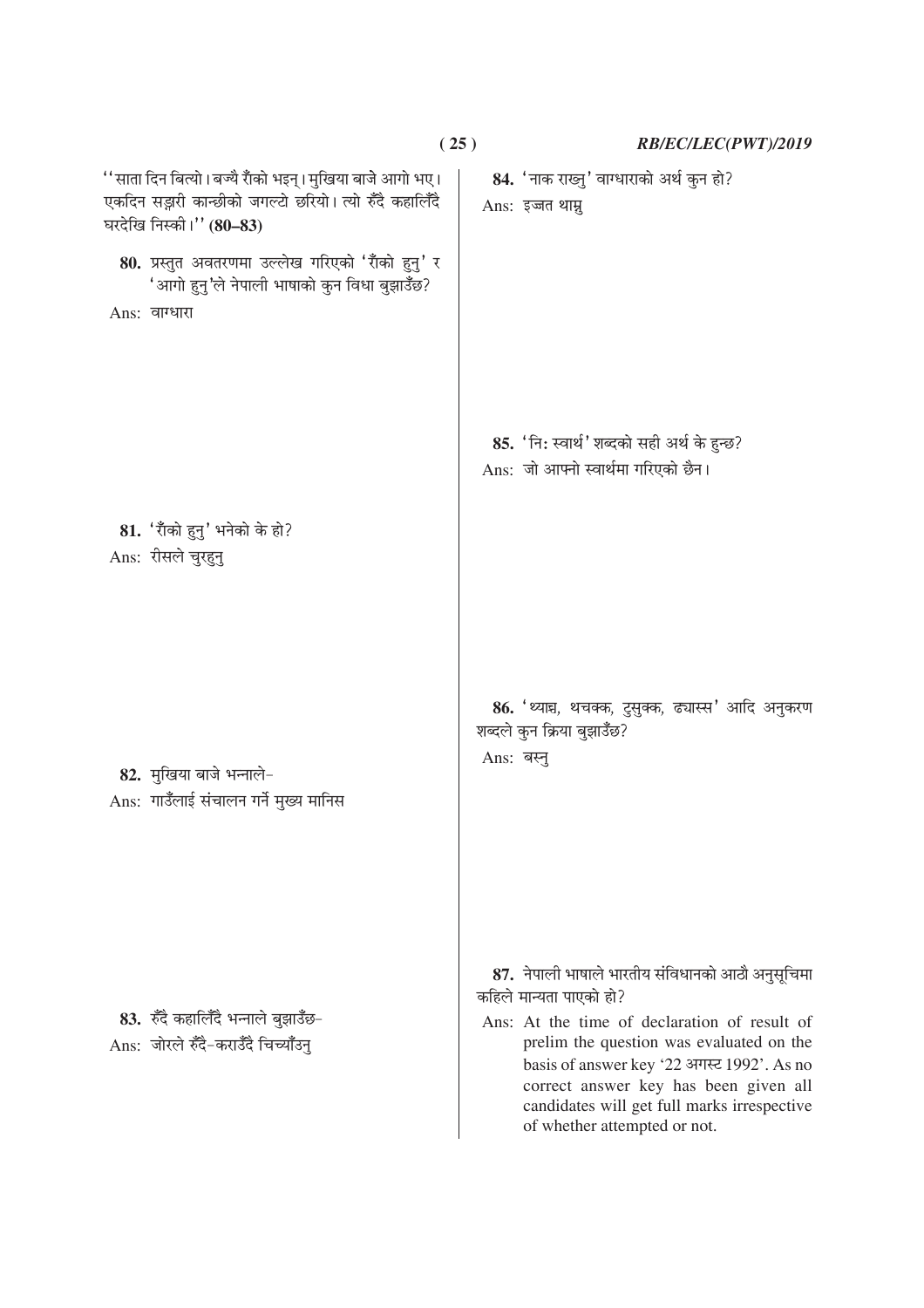''साता दिन बित्यो। बज्यै राँको भइन्। मुखिया बाजे आगो भए। एकदिन सङ्गरी कान्छीको जगल्टो छरियो। त्यो रुँदै कहालिँदै घरदेखि निस्की।'' **(80–83)**

**80.** प्रस्तुत अवतरणमा उल्लेख गरिएको 'राँको हुनु' र 'आगो हुनु'ले नेपाली भाषाको कुन विधा बुझाउँछ?

Ans: वाग्धारा

**81.** 'राँको हुनु' भनेको के हो?

Ans: रीसले चुरहुनु

**82.** मुखिया बाजे भन्नाले–

Ans: गाउँलाई संचालन गर्ने मुख्य मानिस

**83.** रुँदै कहालिँदै भन्नाले बुझाउँछ–

Ans: जोरले रुँदै–कराउँदै चिच्याँउनु

**84.** 'नाक राख्नु' वाग्धाराको अर्थ कुन हो?

Ans: इज्जत थाम्नु

**85.** 'नि: स्वार्थ' शब्दको सही अर्थ के हुन्छ?

Ans: जो आफ्नो स्वार्थमा गरिएको छैन।

**86.** 'थ्याच्च, थचक्क, टुसुक्क, ढ्यास्स' आदि अनुकरण शब्दले कुन क्रिया बुझाउँछ?

Ans: बस्नु

**87.** नेपाली भाषाले भारतीय संविधानको आठौ अनुसूचिमा कहिले मान्यता पाएको हो?

Ans: At the time of declaration of result of prelim the question was evaluated on the basis of answer key '22 अगस्ट 1992'. As no correct answer key has been given all candidates will get full marks irrespective of whether attempted or not.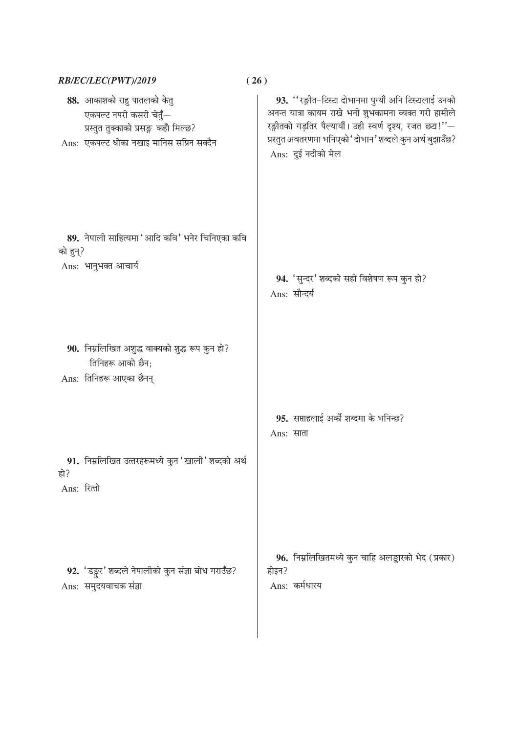88. आकाशको राहु पातलको केतु
एकपल्ट नपरी कसरी चेतुँ—
प्रस्तुत तुक्काको प्रसङ्ग कहाँ मिल्छ?

Ans: एकपल्ट धोका नखाइ मानिस सप्रिन सक्दैन

89. नेपाली साहित्यमा 'आदि कवि' भनेर चिनिएका कवि को हुन्?

Ans: भानुभक्त आचार्य

90. निम्नलिखित अशुद्ध वाक्यको शुद्ध रूप कुन हो?
तिनिहरू आको छैन;

Ans: तिनिहरू आएका छैनन्

91. निम्नलिखित उत्तरहरूमध्ये कुन 'खाली' शब्दको अर्थ हो?

Ans: रित्तो

92. 'डङ्गुर' शब्दले नेपालीको कुन संज्ञा बोध गराउँछ?

Ans: समुदयवाचक संज्ञा

93. ''रङ्गीत-टिस्टा दोभानमा पुग्यौं अनि टिस्टालाई उनको अनन्त यात्रा कायम राखे भनी शुभकामना व्यक्त गरी हामीले रङ्गीतको गड़तिर पैल्यायौं। उही स्वर्ण दृश्य, रजत छटा!''—
प्रस्तुत अवतरणमा भनिएको 'दोभान' शब्दले कुन अर्थ बुझाउँछ?

Ans: दुई नदीको मेल

94. 'सुन्दर' शब्दको सही विशेषण रूप कुन हो?

Ans: सौन्दर्य

95. सप्ताहलाई अर्को शब्दमा के भनिन्छ?

Ans: साता

96. निम्नलिखितमध्ये कुन चाहि अलङ्कारको भेद (प्रकार) होइन?

Ans: कर्मधारय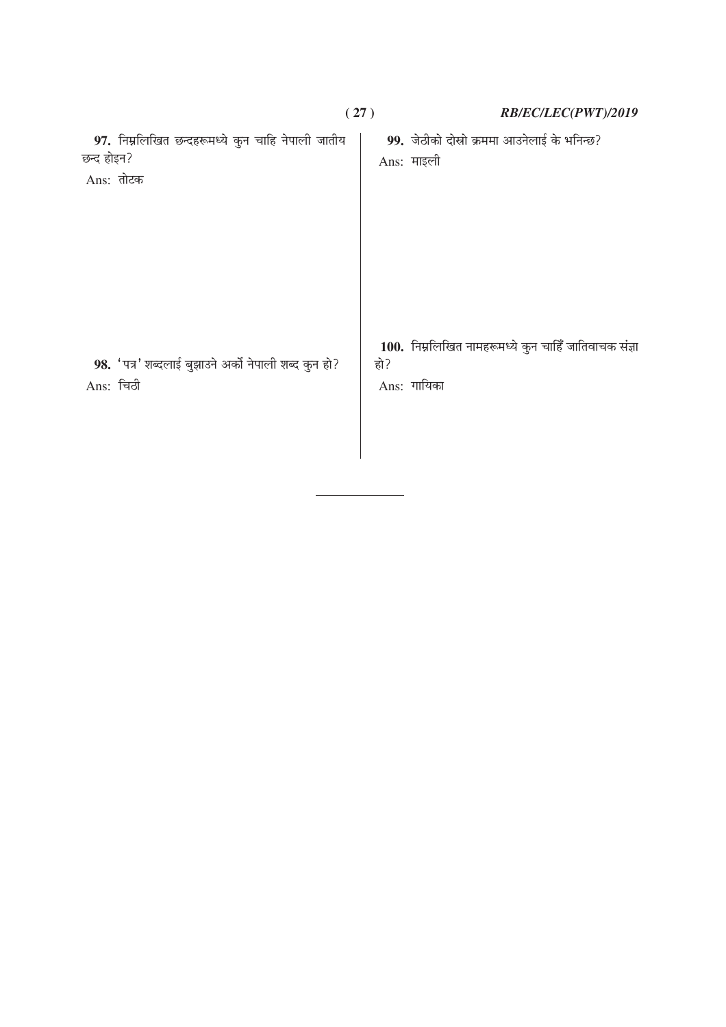**97.** निम्नलिखित छन्दहरूमध्ये कुन चाहि नेपाली जातीय छन्द होइन?

Ans: तोटक

**98.** 'पत्र' शब्दलाई बुझाउने अर्को नेपाली शब्द कुन हो?

Ans: चिठी

**99.** जेठीको दोस्रो क्रममा आउनेलाई के भनिन्छ?

Ans: माइली

**100.** निम्नलिखित नामहरूमध्ये कुन चाहिँ जातिवाचक संज्ञा हो?

Ans: गायिका